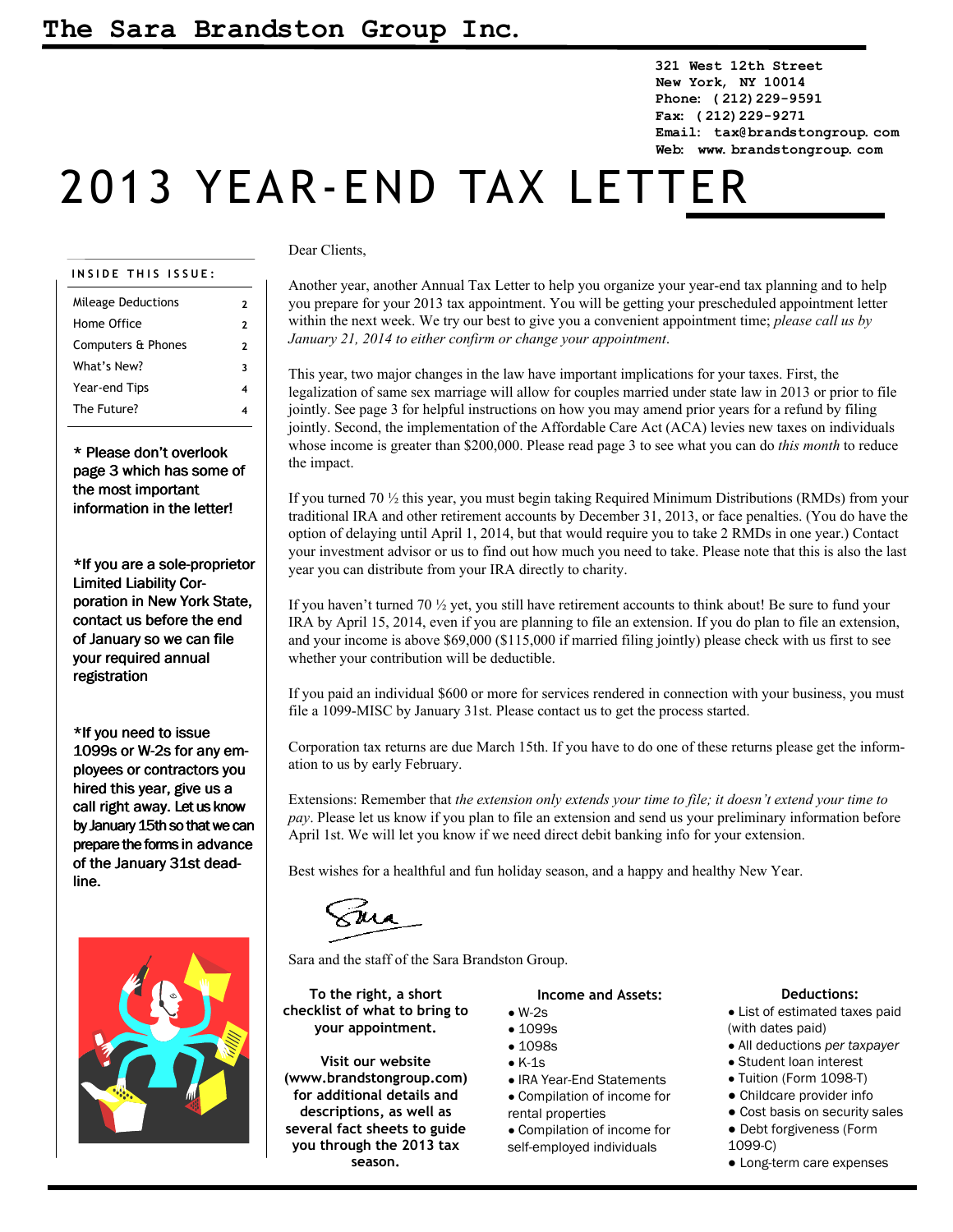# The Sara Brandston Group Inc.

321 West 12th Street
New York, NY 10014
Phone: (212)229-9591
Fax: (212)229-9271
Email: tax@brandstongroup.com
Web: www.brandstongroup.com

# 2013 YEAR-END TAX LETTER

**INSIDE THIS ISSUE:**

| | |
|---|---|
| Mileage Deductions | 2 |
| Home Office | 2 |
| Computers & Phones | 2 |
| What's New? | 3 |
| Year-end Tips | 4 |
| The Future? | 4 |

**\* Please don't overlook page 3 which has some of the most important information in the letter!**

**\*If you are a sole-proprietor Limited Liability Corporation in New York State, contact us before the end of January so we can file your required annual registration**

**\*If you need to issue 1099s or W-2s for any employees or contractors you hired this year, give us a call right away. Let us know by January 15th so that we can prepare the forms in advance of the January 31st deadline.**

Dear Clients,

Another year, another Annual Tax Letter to help you organize your year-end tax planning and to help you prepare for your 2013 tax appointment. You will be getting your prescheduled appointment letter within the next week. We try our best to give you a convenient appointment time; *please call us by January 21, 2014 to either confirm or change your appointment*.

This year, two major changes in the law have important implications for your taxes. First, the legalization of same sex marriage will allow for couples married under state law in 2013 or prior to file jointly. See page 3 for helpful instructions on how you may amend prior years for a refund by filing jointly. Second, the implementation of the Affordable Care Act (ACA) levies new taxes on individuals whose income is greater than $200,000. Please read page 3 to see what you can do *this month* to reduce the impact.

If you turned 70 ½ this year, you must begin taking Required Minimum Distributions (RMDs) from your traditional IRA and other retirement accounts by December 31, 2013, or face penalties. (You do have the option of delaying until April 1, 2014, but that would require you to take 2 RMDs in one year.) Contact your investment advisor or us to find out how much you need to take. Please note that this is also the last year you can distribute from your IRA directly to charity.

If you haven't turned 70 ½ yet, you still have retirement accounts to think about! Be sure to fund your IRA by April 15, 2014, even if you are planning to file an extension. If you do plan to file an extension, and your income is above $69,000 ($115,000 if married filing jointly) please check with us first to see whether your contribution will be deductible.

If you paid an individual $600 or more for services rendered in connection with your business, you must file a 1099-MISC by January 31st. Please contact us to get the process started.

Corporation tax returns are due March 15th. If you have to do one of these returns please get the information to us by early February.

Extensions: Remember that *the extension only extends your time to file; it doesn't extend your time to pay*. Please let us know if you plan to file an extension and send us your preliminary information before April 1st. We will let you know if we need direct debit banking info for your extension.

Best wishes for a healthful and fun holiday season, and a happy and healthy New Year.

Sara

Sara and the staff of the Sara Brandston Group.

**To the right, a short checklist of what to bring to your appointment.**

**Visit our website (www.brandstongroup.com) for additional details and descriptions, as well as several fact sheets to guide you through the 2013 tax season.**

**Income and Assets:**

- W-2s
- 1099s
- 1098s
- K-1s
- IRA Year-End Statements
- Compilation of income for rental properties
- Compilation of income for self-employed individuals

**Deductions:**

- List of estimated taxes paid (with dates paid)
- All deductions *per taxpayer*
- Student loan interest
- Tuition (Form 1098-T)
- Childcare provider info
- Cost basis on security sales
- Debt forgiveness (Form 1099-C)
- Long-term care expenses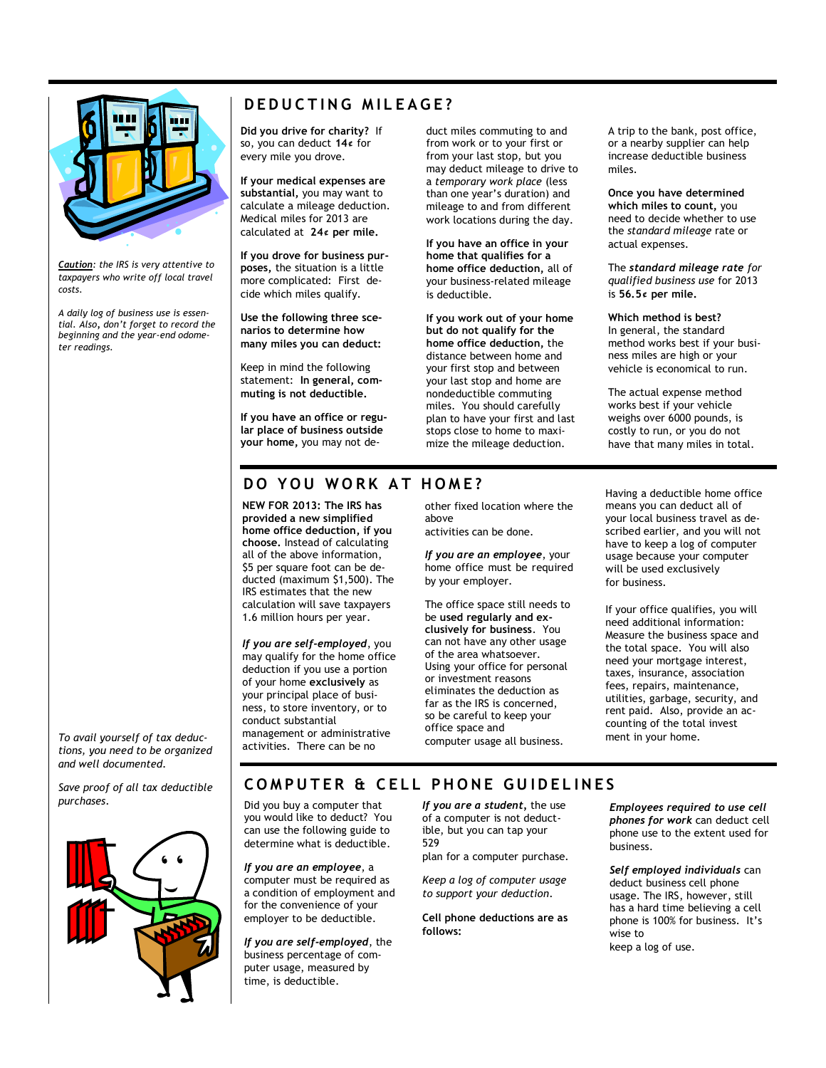*__Caution__: the IRS is very attentive to taxpayers who write off local travel costs.*

*A daily log of business use is essential. Also, don't forget to record the beginning and the year-end odometer readings.*

## DEDUCTING MILEAGE?

**Did you drive for charity?** If so, you can deduct **14¢** for every mile you drove.

**If your medical expenses are substantial,** you may want to calculate a mileage deduction. Medical miles for 2013 are calculated at **24¢ per mile.**

**If you drove for business purposes,** the situation is a little more complicated: First decide which miles qualify.

**Use the following three scenarios to determine how many miles you can deduct:**

Keep in mind the following statement: **In general, commuting is not deductible.**

**If you have an office or regular place of business outside your home,** you may not deduct miles commuting to and from work or to your first or from your last stop, but you may deduct mileage to drive to a *temporary work place* (less than one year's duration) and mileage to and from different work locations during the day.

**If you have an office in your home that qualifies for a home office deduction,** all of your business-related mileage is deductible.

**If you work out of your home but do not qualify for the home office deduction,** the distance between home and your first stop and between your last stop and home are nondeductible commuting miles. You should carefully plan to have your first and last stops close to home to maximize the mileage deduction.

A trip to the bank, post office, or a nearby supplier can help increase deductible business miles.

**Once you have determined which miles to count,** you need to decide whether to use the *standard mileage* rate or actual expenses.

The ***standard mileage rate*** *for qualified business use* for 2013 is **56.5¢ per mile.**

**Which method is best?**
In general, the standard method works best if your business miles are high or your vehicle is economical to run.

The actual expense method works best if your vehicle weighs over 6000 pounds, is costly to run, or you do not have that many miles in total.

## DO YOU WORK AT HOME?

**NEW FOR 2013: The IRS has provided a new simplified home office deduction, if you choose.** Instead of calculating all of the above information, $5 per square foot can be deducted (maximum $1,500). The IRS estimates that the new calculation will save taxpayers 1.6 million hours per year.

***If you are self-employed***, you may qualify for the home office deduction if you use a portion of your home **exclusively** as your principal place of business, to store inventory, or to conduct substantial management or administrative activities. There can be no other fixed location where the above activities can be done.

***If you are an employee***, your home office must be required by your employer.

The office space still needs to be **used regularly and exclusively for business**. You can not have any other usage of the area whatsoever. Using your office for personal or investment reasons eliminates the deduction as far as the IRS is concerned, so be careful to keep your office space and computer usage all business.

Having a deductible home office means you can deduct all of your local business travel as described earlier, and you will not have to keep a log of computer usage because your computer will be used exclusively for business.

If your office qualifies, you will need additional information: Measure the business space and the total space. You will also need your mortgage interest, taxes, insurance, association fees, repairs, maintenance, utilities, garbage, security, and rent paid. Also, provide an accounting of the total investment in your home.

*To avail yourself of tax deductions, you need to be organized and well documented.*

*Save proof of all tax deductible purchases.*

## COMPUTER & CELL PHONE GUIDELINES

Did you buy a computer that you would like to deduct? You can use the following guide to determine what is deductible.

***If you are an employee***, a computer must be required as a condition of employment and for the convenience of your employer to be deductible.

***If you are self-employed***, the business percentage of computer usage, measured by time, is deductible.

***If you are a student***, the use of a computer is not deductible, but you can tap your 529 plan for a computer purchase.

*Keep a log of computer usage to support your deduction.*

**Cell phone deductions are as follows:**

***Employees required to use cell phones for work*** can deduct cell phone use to the extent used for business.

***Self employed individuals*** can deduct business cell phone usage. The IRS, however, still has a hard time believing a cell phone is 100% for business. It's wise to keep a log of use.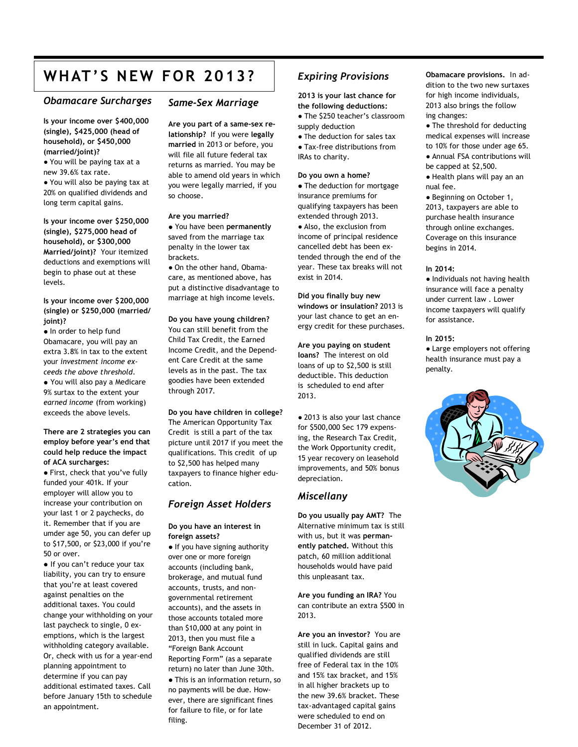# WHAT'S NEW FOR 2013?

## *Obamacare Surcharges*

**Is your income over $400,000 (single), $425,000 (head of household), or $450,000 (married/joint)?**

- You will be paying tax at a new 39.6% tax rate.
- You will also be paying tax at 20% on qualified dividends and long term capital gains.

**Is your income over $250,000 (single), $275,000 head of household), or $300,000 Married/joint)?** Your itemized deductions and exemptions will begin to phase out at these levels.

**Is your income over $200,000 (single) or $250,000 (married/ joint)?**

- In order to help fund Obamacare, you will pay an extra 3.8% in tax to the extent your *investment income exceeds the above threshold.*
- You will also pay a Medicare 9% surtax to the extent your *earned income* (from working) exceeds the above levels.

**There are 2 strategies you can employ before year's end that could help reduce the impact of ACA surcharges:**

- First, check that you've fully funded your 401k. If your employer will allow you to increase your contribution on your last 1 or 2 paychecks, do it. Remember that if you are umder age 50, you can defer up to $17,500, or $23,000 if you're 50 or over.
- If you can't reduce your tax liability, you can try to ensure that you're at least covered against penalties on the additional taxes. You could change your withholding on your last paycheck to single, 0 exemptions, which is the largest withholding category available. Or, check with us for a year-end planning appointment to determine if you can pay additional estimated taxes. Call before January 15th to schedule an appointment.

## *Same-Sex Marriage*

**Are you part of a same-sex relationship?** If you were **legally married** in 2013 or before, you will file all future federal tax returns as married. You may be able to amend old years in which you were legally married, if you so choose.

**Are you married?**

- You have been **permanently** saved from the marriage tax penalty in the lower tax brackets.
- On the other hand, Obamacare, as mentioned above, has put a distinctive disadvantage to marriage at high income levels.

**Do you have young children?** You can still benefit from the Child Tax Credit, the Earned Income Credit, and the Dependent Care Credit at the same levels as in the past. The tax goodies have been extended through 2017.

**Do you have children in college?** The American Opportunity Tax Credit is still a part of the tax picture until 2017 if you meet the qualifications. This credit of up to $2,500 has helped many taxpayers to finance higher education.

## *Foreign Asset Holders*

**Do you have an interest in foreign assets?**

- If you have signing authority over one or more foreign accounts (including bank, brokerage, and mutual fund accounts, trusts, and non-governmental retirement accounts), and the assets in those accounts totaled more than $10,000 at any point in 2013, then you must file a "Foreign Bank Account Reporting Form" (as a separate return) no later than June 30th.
- This is an information return, so no payments will be due. However, there are significant fines for failure to file, or for late filing.

## *Expiring Provisions*

**2013 is your last chance for the following deductions:**

- The $250 teacher's classroom supply deduction
- The deduction for sales tax
- Tax-free distributions from IRAs to charity.

**Do you own a home?**

- The deduction for mortgage insurance premiums for qualifying taxpayers has been extended through 2013.
- Also, the exclusion from income of principal residence cancelled debt has been extended through the end of the year. These tax breaks will not exist in 2014.

**Did you finally buy new windows or insulation?** 2013 is your last chance to get an energy credit for these purchases.

**Are you paying on student loans?** The interest on old loans of up to $2,500 is still deductible. This deduction is scheduled to end after 2013.

- 2013 is also your last chance for $500,000 Sec 179 expensing, the Research Tax Credit, the Work Opportunity credit, 15 year recovery on leasehold improvements, and 50% bonus depreciation.

## *Miscellany*

**Do you usually pay AMT?** The Alternative minimum tax is still with us, but it was **permanently patched.** Without this patch, 60 million additional households would have paid this unpleasant tax.

**Are you funding an IRA?** You can contribute an extra $500 in 2013.

**Are you an investor?** You are still in luck. Capital gains and qualified dividends are still free of Federal tax in the 10% and 15% tax bracket, and 15% in all higher brackets up to the new 39.6% bracket. These tax-advantaged capital gains were scheduled to end on December 31 of 2012.

**Obamacare provisions.** In addition to the two new surtaxes for high income individuals, 2013 also brings the following changes:

- The threshold for deducting medical expenses will increase to 10% for those under age 65.
- Annual FSA contributions will be capped at $2,500.
- Health plans will pay an annual fee.
- Beginning on October 1, 2013, taxpayers are able to purchase health insurance through online exchanges. Coverage on this insurance begins in 2014.

**In 2014:**

- Individuals not having health insurance will face a penalty under current law . Lower income taxpayers will qualify for assistance.

**In 2015:**

- Large employers not offering health insurance must pay a penalty.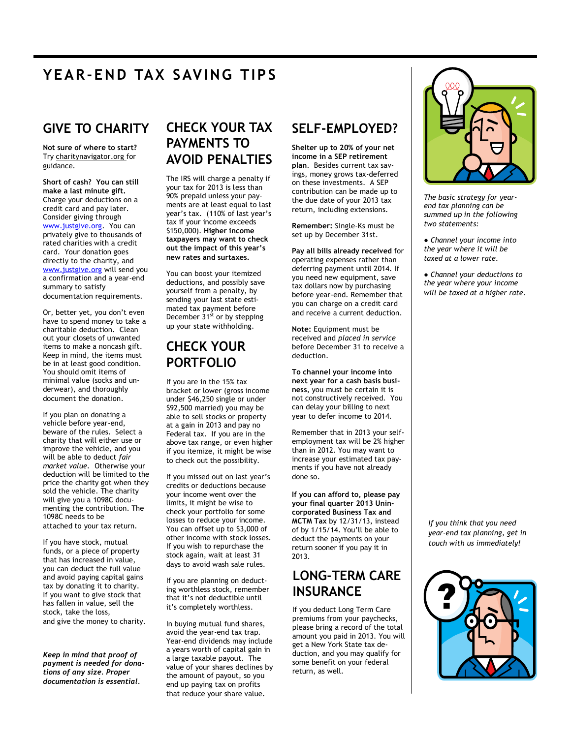# YEAR-END TAX SAVING TIPS

## GIVE TO CHARITY

**Not sure of where to start?** Try charitynavigator.org for guidance.

**Short of cash? You can still make a last minute gift.** Charge your deductions on a credit card and pay later. Consider giving through www.justgive.org. You can privately give to thousands of rated charities with a credit card. Your donation goes directly to the charity, and www.justgive.org will send you a confirmation and a year-end summary to satisfy documentation requirements.

Or, better yet, you don't even have to spend money to take a charitable deduction. Clean out your closets of unwanted items to make a noncash gift. Keep in mind, the items must be in at least good condition. You should omit items of minimal value (socks and underwear), and thoroughly document the donation.

If you plan on donating a vehicle before year-end, beware of the rules. Select a charity that will either use or improve the vehicle, and you will be able to deduct *fair market value*. Otherwise your deduction will be limited to the price the charity got when they sold the vehicle. The charity will give you a 1098C documenting the contribution. The 1098C needs to be attached to your tax return.

If you have stock, mutual funds, or a piece of property that has increased in value, you can deduct the full value and avoid paying capital gains tax by donating it to charity. If you want to give stock that has fallen in value, sell the stock, take the loss, and give the money to charity.

***Keep in mind that proof of payment is needed for donations of any size. Proper documentation is essential.***

## CHECK YOUR TAX PAYMENTS TO AVOID PENALTIES

The IRS will charge a penalty if your tax for 2013 is less than 90% prepaid unless your payments are at least equal to last year's tax. (110% of last year's tax if your income exceeds $150,000). **Higher income taxpayers may want to check out the impact of this year's new rates and surtaxes.**

You can boost your itemized deductions, and possibly save yourself from a penalty, by sending your last state estimated tax payment before December 31st or by stepping up your state withholding.

## CHECK YOUR PORTFOLIO

If you are in the 15% tax bracket or lower (gross income under $46,250 single or under $92,500 married) you may be able to sell stocks or property at a gain in 2013 and pay no Federal tax. If you are in the above tax range, or even higher if you itemize, it might be wise to check out the possibility.

If you missed out on last year's credits or deductions because your income went over the limits, it might be wise to check your portfolio for some losses to reduce your income. You can offset up to $3,000 of other income with stock losses. If you wish to repurchase the stock again, wait at least 31 days to avoid wash sale rules.

If you are planning on deducting worthless stock, remember that it's not deductible until it's completely worthless.

In buying mutual fund shares, avoid the year-end tax trap. Year-end dividends may include a years worth of capital gain in a large taxable payout. The value of your shares declines by the amount of payout, so you end up paying tax on profits that reduce your share value.

## SELF-EMPLOYED?

**Shelter up to 20% of your net income in a SEP retirement plan.** Besides current tax savings, money grows tax-deferred on these investments. A SEP contribution can be made up to the due date of your 2013 tax return, including extensions.

**Remember:** SIngle-Ks must be set up by December 31st.

**Pay all bills already received** for operating expenses rather than deferring payment until 2014. If you need new equipment, save tax dollars now by purchasing before year-end. Remember that you can charge on a credit card and receive a current deduction.

**Note:** Equipment must be received and *placed in service* before December 31 to receive a deduction.

**To channel your income into next year for a cash basis business**, you must be certain it is not constructively received. You can delay your billing to next year to defer income to 2014.

Remember that in 2013 your self-employment tax will be 2% higher than in 2012. You may want to increase your estimated tax payments if you have not already done so.

**If you can afford to, please pay your final quarter 2013 Unincorporated Business Tax and MCTM Tax** by 12/31/13, instead of by 1/15/14. You'll be able to deduct the payments on your return sooner if you pay it in 2013.

## LONG-TERM CARE INSURANCE

If you deduct Long Term Care premiums from your paychecks, please bring a record of the total amount you paid in 2013. You will get a New York State tax deduction, and you may qualify for some benefit on your federal return, as well.

*The basic strategy for year-end tax planning can be summed up in the following two statements:*

- *Channel your income into the year where it will be taxed at a lower rate.*
- *Channel your deductions to the year where your income will be taxed at a higher rate.*

*If you think that you need year-end tax planning, get in touch with us immediately!*